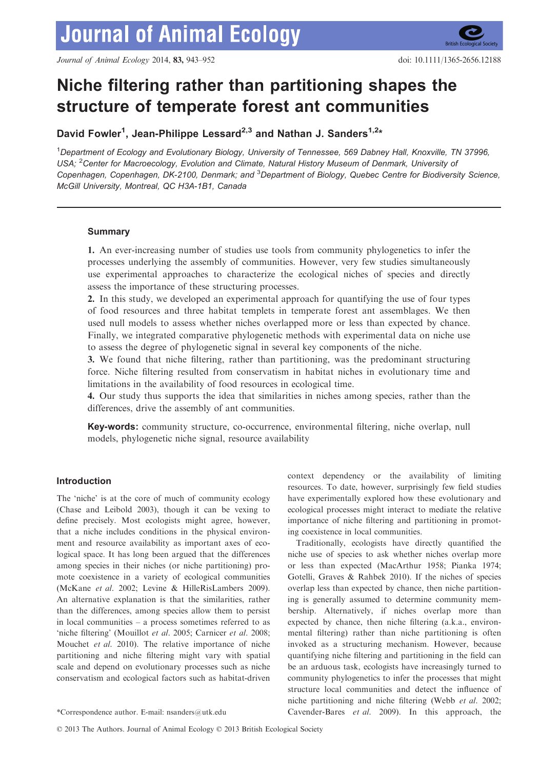# Niche filtering rather than partitioning shapes the structure of temperate forest ant communities

**David Fowler[1], Jean-Philippe Lessard[2,3] and Nathan J. Sanders[1,2]***

[1]*Department of Ecology and Evolutionary Biology, University of Tennessee, 569 Dabney Hall, Knoxville, TN 37996, USA;* [2]*Center for Macroecology, Evolution and Climate, Natural History Museum of Denmark, University of Copenhagen, Copenhagen, DK-2100, Denmark; and* [3]*Department of Biology, Quebec Centre for Biodiversity Science, McGill University, Montreal, QC H3A-1B1, Canada*

## Summary

**1.** An ever-increasing number of studies use tools from community phylogenetics to infer the processes underlying the assembly of communities. However, very few studies simultaneously use experimental approaches to characterize the ecological niches of species and directly assess the importance of these structuring processes.

**2.** In this study, we developed an experimental approach for quantifying the use of four types of food resources and three habitat templets in temperate forest ant assemblages. We then used null models to assess whether niches overlapped more or less than expected by chance. Finally, we integrated comparative phylogenetic methods with experimental data on niche use to assess the degree of phylogenetic signal in several key components of the niche.

**3.** We found that niche filtering, rather than partitioning, was the predominant structuring force. Niche filtering resulted from conservatism in habitat niches in evolutionary time and limitations in the availability of food resources in ecological time.

**4.** Our study thus supports the idea that similarities in niches among species, rather than the differences, drive the assembly of ant communities.

**Key-words:** community structure, co-occurrence, environmental filtering, niche overlap, null models, phylogenetic niche signal, resource availability

## Introduction

The 'niche' is at the core of much of community ecology (Chase and Leibold 2003), though it can be vexing to define precisely. Most ecologists might agree, however, that a niche includes conditions in the physical environment and resource availability as important axes of ecological space. It has long been argued that the differences among species in their niches (or niche partitioning) promote coexistence in a variety of ecological communities (McKane *et al*. 2002; Levine & HilleRisLambers 2009). An alternative explanation is that the similarities, rather than the differences, among species allow them to persist in local communities – a process sometimes referred to as 'niche filtering' (Mouillot *et al*. 2005; Carnicer *et al*. 2008; Mouchet *et al*. 2010). The relative importance of niche partitioning and niche filtering might vary with spatial scale and depend on evolutionary processes such as niche conservatism and ecological factors such as habitat-driven context dependency or the availability of limiting resources. To date, however, surprisingly few field studies have experimentally explored how these evolutionary and ecological processes might interact to mediate the relative importance of niche filtering and partitioning in promoting coexistence in local communities.

Traditionally, ecologists have directly quantified the niche use of species to ask whether niches overlap more or less than expected (MacArthur 1958; Pianka 1974; Gotelli, Graves & Rahbek 2010). If the niches of species overlap less than expected by chance, then niche partitioning is generally assumed to determine community membership. Alternatively, if niches overlap more than expected by chance, then niche filtering (a.k.a., environmental filtering) rather than niche partitioning is often invoked as a structuring mechanism. However, because quantifying niche filtering and partitioning in the field can be an arduous task, ecologists have increasingly turned to community phylogenetics to infer the processes that might structure local communities and detect the influence of niche partitioning and niche filtering (Webb *et al*. 2002; Cavender-Bares *et al*. 2009). In this approach, the

*Correspondence author. E-mail: nsanders@utk.edu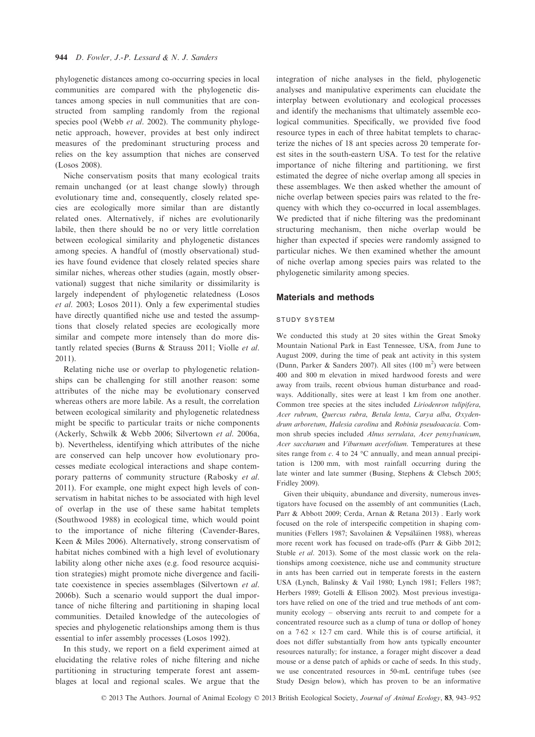phylogenetic distances among co-occurring species in local communities are compared with the phylogenetic distances among species in null communities that are constructed from sampling randomly from the regional species pool (Webb *et al.* 2002). The community phylogenetic approach, however, provides at best only indirect measures of the predominant structuring process and relies on the key assumption that niches are conserved (Losos 2008).

Niche conservatism posits that many ecological traits remain unchanged (or at least change slowly) through evolutionary time and, consequently, closely related species are ecologically more similar than are distantly related ones. Alternatively, if niches are evolutionarily labile, then there should be no or very little correlation between ecological similarity and phylogenetic distances among species. A handful of (mostly observational) studies have found evidence that closely related species share similar niches, whereas other studies (again, mostly observational) suggest that niche similarity or dissimilarity is largely independent of phylogenetic relatedness (Losos *et al.* 2003; Losos 2011). Only a few experimental studies have directly quantified niche use and tested the assumptions that closely related species are ecologically more similar and compete more intensely than do more distantly related species (Burns & Strauss 2011; Violle *et al.* 2011).

Relating niche use or overlap to phylogenetic relationships can be challenging for still another reason: some attributes of the niche may be evolutionary conserved whereas others are more labile. As a result, the correlation between ecological similarity and phylogenetic relatedness might be specific to particular traits or niche components (Ackerly, Schwilk & Webb 2006; Silvertown *et al.* 2006a, b). Nevertheless, identifying which attributes of the niche are conserved can help uncover how evolutionary processes mediate ecological interactions and shape contemporary patterns of community structure (Rabosky *et al.* 2011). For example, one might expect high levels of conservatism in habitat niches to be associated with high level of overlap in the use of these same habitat templets (Southwood 1988) in ecological time, which would point to the importance of niche filtering (Cavender-Bares, Keen & Miles 2006). Alternatively, strong conservatism of habitat niches combined with a high level of evolutionary lability along other niche axes (e.g. food resource acquisition strategies) might promote niche divergence and facilitate coexistence in species assemblages (Silvertown *et al.* 2006b). Such a scenario would support the dual importance of niche filtering and partitioning in shaping local communities. Detailed knowledge of the autecologies of species and phylogenetic relationships among them is thus essential to infer assembly processes (Losos 1992).

In this study, we report on a field experiment aimed at elucidating the relative roles of niche filtering and niche partitioning in structuring temperate forest ant assemblages at local and regional scales. We argue that the integration of niche analyses in the field, phylogenetic analyses and manipulative experiments can elucidate the interplay between evolutionary and ecological processes and identify the mechanisms that ultimately assemble ecological communities. Specifically, we provided five food resource types in each of three habitat templets to characterize the niches of 18 ant species across 20 temperate forest sites in the south-eastern USA. To test for the relative importance of niche filtering and partitioning, we first estimated the degree of niche overlap among all species in these assemblages. We then asked whether the amount of niche overlap between species pairs was related to the frequency with which they co-occurred in local assemblages. We predicted that if niche filtering was the predominant structuring mechanism, then niche overlap would be higher than expected if species were randomly assigned to particular niches. We then examined whether the amount of niche overlap among species pairs was related to the phylogenetic similarity among species.

## Materials and methods

### STUDY SYSTEM

We conducted this study at 20 sites within the Great Smoky Mountain National Park in East Tennessee, USA, from June to August 2009, during the time of peak ant activity in this system (Dunn, Parker & Sanders 2007). All sites (100 $m^2$) were between 400 and 800 m elevation in mixed hardwood forests and were away from trails, recent obvious human disturbance and roadways. Additionally, sites were at least 1 km from one another. Common tree species at the sites included *Liriodenron tulipifera*, *Acer rubrum*, *Quercus rubra*, *Betula lenta*, *Carya alba*, *Oxydendrum arboretum*, *Halesia carolina* and *Robinia pseudoacacia*. Common shrub species included *Alnus serrulata*, *Acer pensylvanicum*, *Acer saccharum* and *Viburnum acerfolium*. Temperatures at these sites range from *c.* 4 to 24 °C annually, and mean annual precipitation is 1200 mm, with most rainfall occurring during the late winter and late summer (Busing, Stephens & Clebsch 2005; Fridley 2009).

Given their ubiquity, abundance and diversity, numerous investigators have focused on the assembly of ant communities (Lach, Parr & Abbott 2009; Cerda, Arnan & Retana 2013) . Early work focused on the role of interspecific competition in shaping communities (Fellers 1987; Savolainen & Vepsäläinen 1988), whereas more recent work has focused on trade-offs (Parr & Gibb 2012; Stuble *et al.* 2013). Some of the most classic work on the relationships among coexistence, niche use and community structure in ants has been carried out in temperate forests in the eastern USA (Lynch, Balinsky & Vail 1980; Lynch 1981; Fellers 1987; Herbers 1989; Gotelli & Ellison 2002). Most previous investigators have relied on one of the tried and true methods of ant community ecology – observing ants recruit to and compete for a concentrated resource such as a clump of tuna or dollop of honey on a 7·62 × 12·7 cm card. While this is of course artificial, it does not differ substantially from how ants typically encounter resources naturally; for instance, a forager might discover a dead mouse or a dense patch of aphids or cache of seeds. In this study, we use concentrated resources in 50-mL centrifuge tubes (see Study Design below), which has proven to be an informative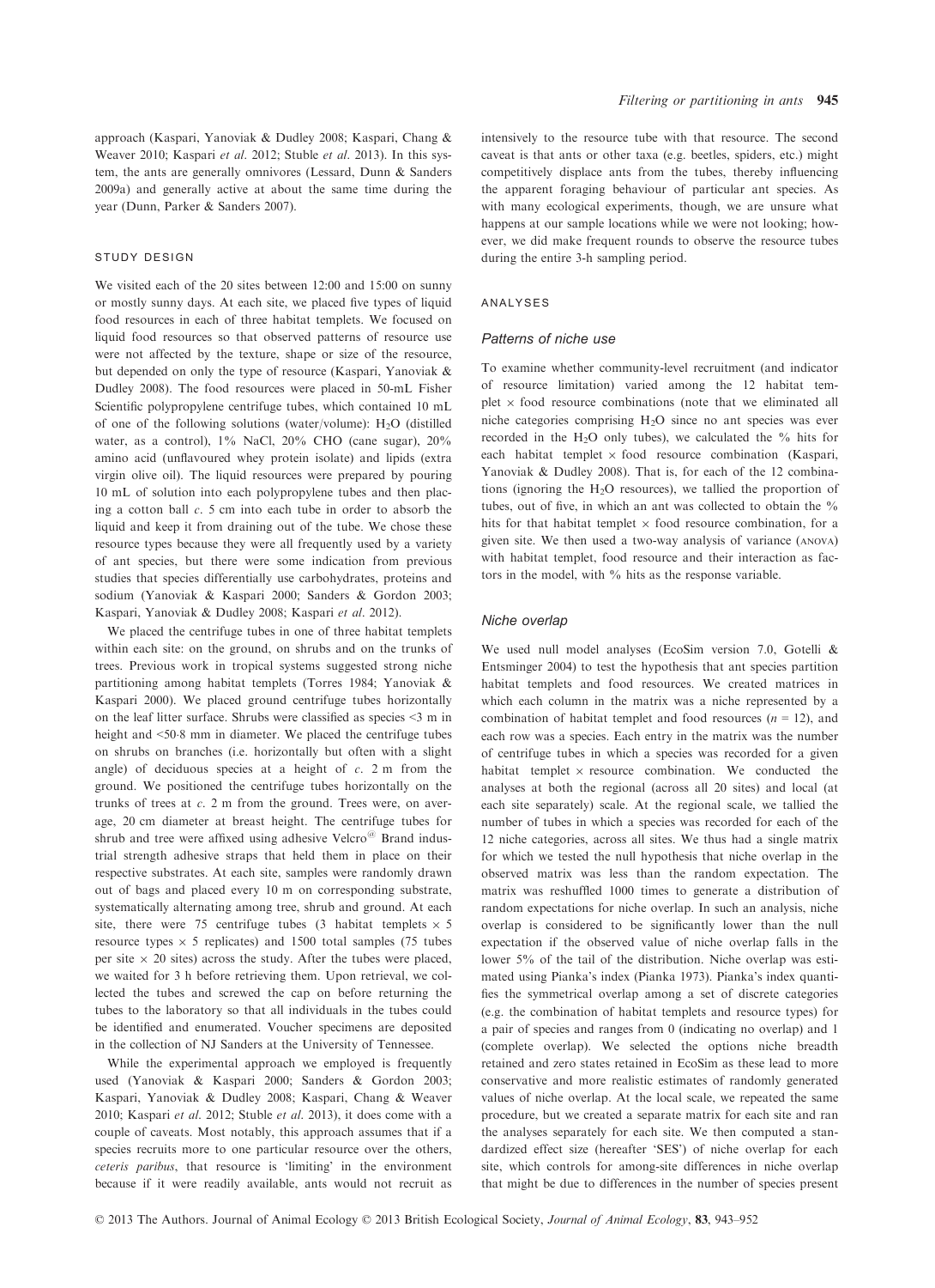approach (Kaspari, Yanoviak & Dudley 2008; Kaspari, Chang & Weaver 2010; Kaspari *et al.* 2012; Stuble *et al.* 2013). In this system, the ants are generally omnivores (Lessard, Dunn & Sanders 2009a) and generally active at about the same time during the year (Dunn, Parker & Sanders 2007).

### STUDY DESIGN

We visited each of the 20 sites between 12:00 and 15:00 on sunny or mostly sunny days. At each site, we placed five types of liquid food resources in each of three habitat templets. We focused on liquid food resources so that observed patterns of resource use were not affected by the texture, shape or size of the resource, but depended on only the type of resource (Kaspari, Yanoviak & Dudley 2008). The food resources were placed in 50-mL Fisher Scientific polypropylene centrifuge tubes, which contained 10 mL of one of the following solutions (water/volume): $H_2O$ (distilled water, as a control), 1% NaCl, 20% CHO (cane sugar), 20% amino acid (unflavoured whey protein isolate) and lipids (extra virgin olive oil). The liquid resources were prepared by pouring 10 mL of solution into each polypropylene tubes and then placing a cotton ball *c*. 5 cm into each tube in order to absorb the liquid and keep it from draining out of the tube. We chose these resource types because they were all frequently used by a variety of ant species, but there were some indication from previous studies that species differentially use carbohydrates, proteins and sodium (Yanoviak & Kaspari 2000; Sanders & Gordon 2003; Kaspari, Yanoviak & Dudley 2008; Kaspari *et al.* 2012).

We placed the centrifuge tubes in one of three habitat templets within each site: on the ground, on shrubs and on the trunks of trees. Previous work in tropical systems suggested strong niche partitioning among habitat templets (Torres 1984; Yanoviak & Kaspari 2000). We placed ground centrifuge tubes horizontally on the leaf litter surface. Shrubs were classified as species <3 m in height and <50·8 mm in diameter. We placed the centrifuge tubes on shrubs on branches (i.e. horizontally but often with a slight angle) of deciduous species at a height of *c*. 2 m from the ground. We positioned the centrifuge tubes horizontally on the trunks of trees at *c*. 2 m from the ground. Trees were, on average, 20 cm diameter at breast height. The centrifuge tubes for shrub and tree were affixed using adhesive Velcro® Brand industrial strength adhesive straps that held them in place on their respective substrates. At each site, samples were randomly drawn out of bags and placed every 10 m on corresponding substrate, systematically alternating among tree, shrub and ground. At each site, there were 75 centrifuge tubes (3 habitat templets × 5 resource types × 5 replicates) and 1500 total samples (75 tubes per site × 20 sites) across the study. After the tubes were placed, we waited for 3 h before retrieving them. Upon retrieval, we collected the tubes and screwed the cap on before returning the tubes to the laboratory so that all individuals in the tubes could be identified and enumerated. Voucher specimens are deposited in the collection of NJ Sanders at the University of Tennessee.

While the experimental approach we employed is frequently used (Yanoviak & Kaspari 2000; Sanders & Gordon 2003; Kaspari, Yanoviak & Dudley 2008; Kaspari, Chang & Weaver 2010; Kaspari *et al.* 2012; Stuble *et al.* 2013), it does come with a couple of caveats. Most notably, this approach assumes that if a species recruits more to one particular resource over the others, *ceteris paribus*, that resource is 'limiting' in the environment because if it were readily available, ants would not recruit as intensively to the resource tube with that resource. The second caveat is that ants or other taxa (e.g. beetles, spiders, etc.) might competitively displace ants from the tubes, thereby influencing the apparent foraging behaviour of particular ant species. As with many ecological experiments, though, we are unsure what happens at our sample locations while we were not looking; however, we did make frequent rounds to observe the resource tubes during the entire 3-h sampling period.

### ANALYSES

#### Patterns of niche use

To examine whether community-level recruitment (and indicator of resource limitation) varied among the 12 habitat templet × food resource combinations (note that we eliminated all niche categories comprising $H_2O$ since no ant species was ever recorded in the $H_2O$ only tubes), we calculated the % hits for each habitat templet × food resource combination (Kaspari, Yanoviak & Dudley 2008). That is, for each of the 12 combinations (ignoring the $H_2O$ resources), we tallied the proportion of tubes, out of five, in which an ant was collected to obtain the % hits for that habitat templet × food resource combination, for a given site. We then used a two-way analysis of variance (ANOVA) with habitat templet, food resource and their interaction as factors in the model, with % hits as the response variable.

#### Niche overlap

We used null model analyses (EcoSim version 7.0, Gotelli & Entsminger 2004) to test the hypothesis that ant species partition habitat templets and food resources. We created matrices in which each column in the matrix was a niche represented by a combination of habitat templet and food resources ($n = 12$), and each row was a species. Each entry in the matrix was the number of centrifuge tubes in which a species was recorded for a given habitat templet × resource combination. We conducted the analyses at both the regional (across all 20 sites) and local (at each site separately) scale. At the regional scale, we tallied the number of tubes in which a species was recorded for each of the 12 niche categories, across all sites. We thus had a single matrix for which we tested the null hypothesis that niche overlap in the observed matrix was less than the random expectation. The matrix was reshuffled 1000 times to generate a distribution of random expectations for niche overlap. In such an analysis, niche overlap is considered to be significantly lower than the null expectation if the observed value of niche overlap falls in the lower 5% of the tail of the distribution. Niche overlap was estimated using Pianka's index (Pianka 1973). Pianka's index quantifies the symmetrical overlap among a set of discrete categories (e.g. the combination of habitat templets and resource types) for a pair of species and ranges from 0 (indicating no overlap) and 1 (complete overlap). We selected the options niche breadth retained and zero states retained in EcoSim as these lead to more conservative and more realistic estimates of randomly generated values of niche overlap. At the local scale, we repeated the same procedure, but we created a separate matrix for each site and ran the analyses separately for each site. We then computed a standardized effect size (hereafter 'SES') of niche overlap for each site, which controls for among-site differences in niche overlap that might be due to differences in the number of species present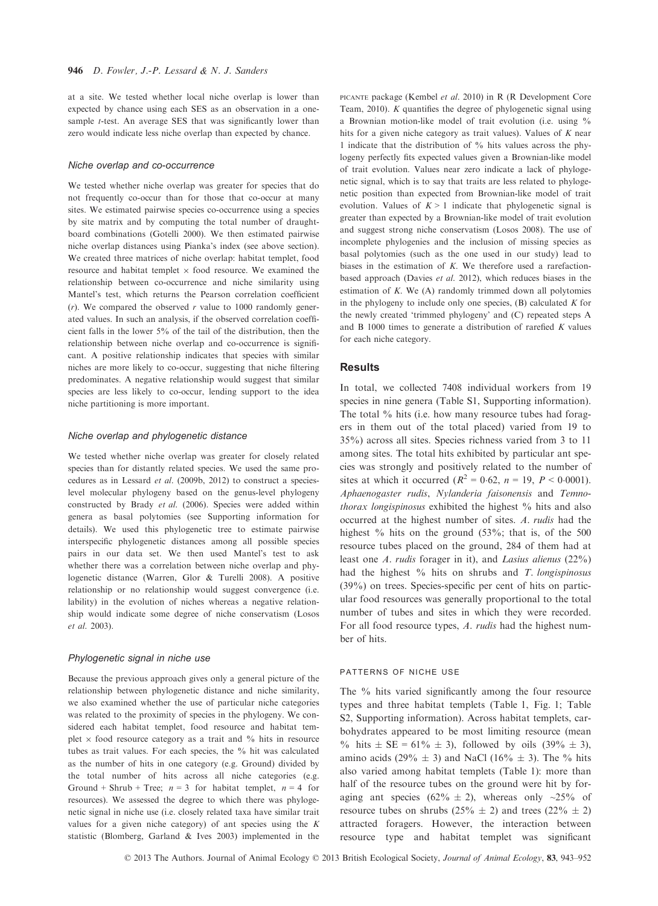at a site. We tested whether local niche overlap is lower than expected by chance using each SES as an observation in a one-sample *t*-test. An average SES that was significantly lower than zero would indicate less niche overlap than expected by chance.

#### *Niche overlap and co-occurrence*

We tested whether niche overlap was greater for species that do not frequently co-occur than for those that co-occur at many sites. We estimated pairwise species co-occurrence using a species by site matrix and by computing the total number of draughtboard combinations (Gotelli 2000). We then estimated pairwise niche overlap distances using Pianka's index (see above section). We created three matrices of niche overlap: habitat templet, food resource and habitat templet × food resource. We examined the relationship between co-occurrence and niche similarity using Mantel's test, which returns the Pearson correlation coefficient ($r$). We compared the observed $r$ value to 1000 randomly generated values. In such an analysis, if the observed correlation coefficient falls in the lower 5% of the tail of the distribution, then the relationship between niche overlap and co-occurrence is significant. A positive relationship indicates that species with similar niches are more likely to co-occur, suggesting that niche filtering predominates. A negative relationship would suggest that similar species are less likely to co-occur, lending support to the idea niche partitioning is more important.

#### *Niche overlap and phylogenetic distance*

We tested whether niche overlap was greater for closely related species than for distantly related species. We used the same procedures as in Lessard *et al.* (2009b, 2012) to construct a species-level molecular phylogeny based on the genus-level phylogeny constructed by Brady *et al.* (2006). Species were added within genera as basal polytomies (see Supporting information for details). We used this phylogenetic tree to estimate pairwise interspecific phylogenetic distances among all possible species pairs in our data set. We then used Mantel's test to ask whether there was a correlation between niche overlap and phylogenetic distance (Warren, Glor & Turelli 2008). A positive relationship or no relationship would suggest convergence (i.e. lability) in the evolution of niches whereas a negative relationship would indicate some degree of niche conservatism (Losos *et al.* 2003).

#### *Phylogenetic signal in niche use*

Because the previous approach gives only a general picture of the relationship between phylogenetic distance and niche similarity, we also examined whether the use of particular niche categories was related to the proximity of species in the phylogeny. We considered each habitat templet, food resource and habitat templet × food resource category as a trait and % hits in resource tubes as trait values. For each species, the % hit was calculated as the number of hits in one category (e.g. Ground) divided by the total number of hits across all niche categories (e.g. Ground + Shrub + Tree; $n = 3$ for habitat templet, $n = 4$ for resources). We assessed the degree to which there was phylogenetic signal in niche use (i.e. closely related taxa have similar trait values for a given niche category) of ant species using the $K$ statistic (Blomberg, Garland & Ives 2003) implemented in the PICANTE package (Kembel *et al.* 2010) in R (R Development Core Team, 2010). $K$ quantifies the degree of phylogenetic signal using a Brownian motion-like model of trait evolution (i.e. using % hits for a given niche category as trait values). Values of $K$ near 1 indicate that the distribution of % hits values across the phylogeny perfectly fits expected values given a Brownian-like model of trait evolution. Values near zero indicate a lack of phylogenetic signal, which is to say that traits are less related to phylogenetic position than expected from Brownian-like model of trait evolution. Values of $K > 1$ indicate that phylogenetic signal is greater than expected by a Brownian-like model of trait evolution and suggest strong niche conservatism (Losos 2008). The use of incomplete phylogenies and the inclusion of missing species as basal polytomies (such as the one used in our study) lead to biases in the estimation of $K$. We therefore used a rarefaction-based approach (Davies *et al.* 2012), which reduces biases in the estimation of $K$. We (A) randomly trimmed down all polytomies in the phylogeny to include only one species, (B) calculated $K$ for the newly created 'trimmed phylogeny' and (C) repeated steps A and B 1000 times to generate a distribution of rarefied $K$ values for each niche category.

## Results

In total, we collected 7408 individual workers from 19 species in nine genera (Table S1, Supporting information). The total % hits (i.e. how many resource tubes had foragers in them out of the total placed) varied from 19 to 35%) across all sites. Species richness varied from 3 to 11 among sites. The total hits exhibited by particular ant species was strongly and positively related to the number of sites at which it occurred ($R^2 = 0{\cdot}62$, $n = 19$, $P < 0{\cdot}0001$). *Aphaenogaster rudis*, *Nylanderia faisonensis* and *Temnothorax longispinosus* exhibited the highest % hits and also occurred at the highest number of sites. *A. rudis* had the highest % hits on the ground (53%; that is, of the 500 resource tubes placed on the ground, 284 of them had at least one *A. rudis* forager in it), and *Lasius alienus* (22%) had the highest % hits on shrubs and *T. longispinosus* (39%) on trees. Species-specific per cent of hits on particular food resources was generally proportional to the total number of tubes and sites in which they were recorded. For all food resource types, *A. rudis* had the highest number of hits.

### PATTERNS OF NICHE USE

The % hits varied significantly among the four resource types and three habitat templets (Table 1, Fig. 1; Table S2, Supporting information). Across habitat templets, carbohydrates appeared to be most limiting resource (mean % hits ± SE = 61% ± 3), followed by oils (39% ± 3), amino acids (29% ± 3) and NaCl (16% ± 3). The % hits also varied among habitat templets (Table 1): more than half of the resource tubes on the ground were hit by foraging ant species (62% ± 2), whereas only ~25% of resource tubes on shrubs (25% ± 2) and trees (22% ± 2) attracted foragers. However, the interaction between resource type and habitat templet was significant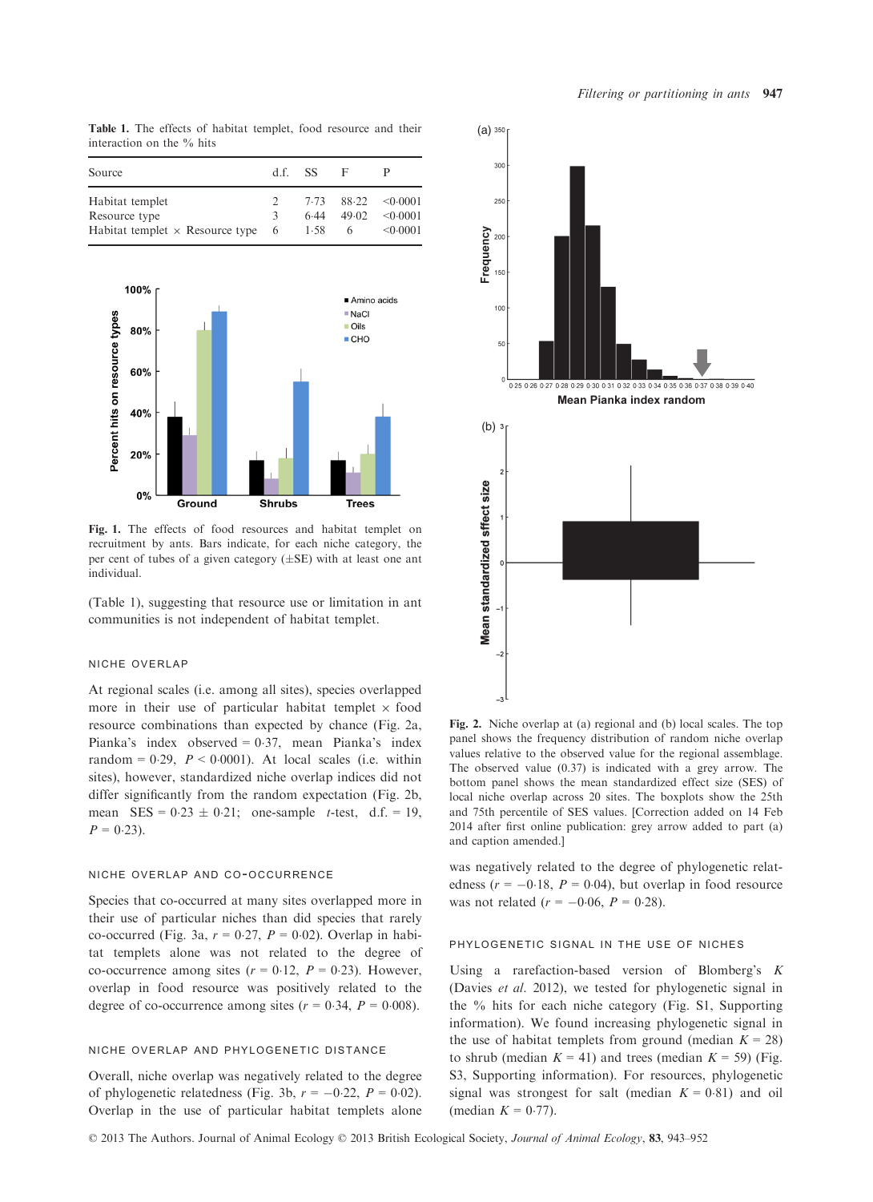**Table 1.** The effects of habitat templet, food resource and their interaction on the % hits

| Source | d.f. | SS | F | P |
|---|---|---|---|---|
| Habitat templet | 2 | 7·73 | 88·22 | <0·0001 |
| Resource type | 3 | 6·44 | 49·02 | <0·0001 |
| Habitat templet × Resource type | 6 | 1·58 | 6 | <0·0001 |

**Fig. 1.** The effects of food resources and habitat templet on recruitment by ants. Bars indicate, for each niche category, the per cent of tubes of a given category (±SE) with at least one ant individual.

(Table 1), suggesting that resource use or limitation in ant communities is not independent of habitat templet.

## NICHE OVERLAP

At regional scales (i.e. among all sites), species overlapped more in their use of particular habitat templet × food resource combinations than expected by chance (Fig. 2a, Pianka's index observed = 0·37, mean Pianka's index random = 0·29, $P < 0{\cdot}0001$). At local scales (i.e. within sites), however, standardized niche overlap indices did not differ significantly from the random expectation (Fig. 2b, mean SES = 0·23 ± 0·21; one-sample $t$-test, d.f. = 19, $P = 0{\cdot}23$).

**Fig. 2.** Niche overlap at (a) regional and (b) local scales. The top panel shows the frequency distribution of random niche overlap values relative to the observed value for the regional assemblage. The observed value (0.37) is indicated with a grey arrow. The bottom panel shows the mean standardized effect size (SES) of local niche overlap across 20 sites. The boxplots show the 25th and 75th percentile of SES values. [Correction added on 14 Feb 2014 after first online publication: grey arrow added to part (a) and caption amended.]

## NICHE OVERLAP AND CO-OCCURRENCE

Species that co-occurred at many sites overlapped more in their use of particular niches than did species that rarely co-occurred (Fig. 3a, $r = 0{\cdot}27$, $P = 0{\cdot}02$). Overlap in habitat templets alone was not related to the degree of co-occurrence among sites ($r = 0{\cdot}12$, $P = 0{\cdot}23$). However, overlap in food resource was positively related to the degree of co-occurrence among sites ($r = 0{\cdot}34$, $P = 0{\cdot}008$).

## NICHE OVERLAP AND PHYLOGENETIC DISTANCE

Overall, niche overlap was negatively related to the degree of phylogenetic relatedness (Fig. 3b, $r = -0{\cdot}22$, $P = 0{\cdot}02$). Overlap in the use of particular habitat templets alone was negatively related to the degree of phylogenetic relatedness ($r = -0{\cdot}18$, $P = 0{\cdot}04$), but overlap in food resource was not related ($r = -0{\cdot}06$, $P = 0{\cdot}28$).

## PHYLOGENETIC SIGNAL IN THE USE OF NICHES

Using a rarefaction-based version of Blomberg's $K$ (Davies *et al.* 2012), we tested for phylogenetic signal in the % hits for each niche category (Fig. S1, Supporting information). We found increasing phylogenetic signal in the use of habitat templets from ground (median $K = 28$) to shrub (median $K = 41$) and trees (median $K = 59$) (Fig. S3, Supporting information). For resources, phylogenetic signal was strongest for salt (median $K = 0{\cdot}81$) and oil (median $K = 0{\cdot}77$).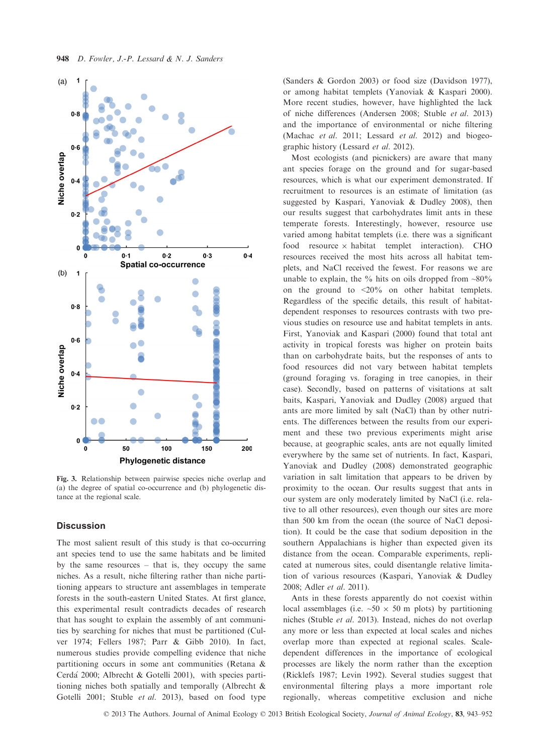Fig. 3. Relationship between pairwise species niche overlap and (a) the degree of spatial co-occurrence and (b) phylogenetic distance at the regional scale.

## Discussion

The most salient result of this study is that co-occurring ant species tend to use the same habitats and be limited by the same resources – that is, they occupy the same niches. As a result, niche filtering rather than niche partitioning appears to structure ant assemblages in temperate forests in the south-eastern United States. At first glance, this experimental result contradicts decades of research that has sought to explain the assembly of ant communities by searching for niches that must be partitioned (Culver 1974; Fellers 1987; Parr & Gibb 2010). In fact, numerous studies provide compelling evidence that niche partitioning occurs in some ant communities (Retana & Cerdá 2000; Albrecht & Gotelli 2001), with species partitioning niches both spatially and temporally (Albrecht & Gotelli 2001; Stuble *et al.* 2013), based on food type (Sanders & Gordon 2003) or food size (Davidson 1977), or among habitat templets (Yanoviak & Kaspari 2000). More recent studies, however, have highlighted the lack of niche differences (Andersen 2008; Stuble *et al.* 2013) and the importance of environmental or niche filtering (Machac *et al.* 2011; Lessard *et al.* 2012) and biogeographic history (Lessard *et al.* 2012).

Most ecologists (and picnickers) are aware that many ant species forage on the ground and for sugar-based resources, which is what our experiment demonstrated. If recruitment to resources is an estimate of limitation (as suggested by Kaspari, Yanoviak & Dudley 2008), then our results suggest that carbohydrates limit ants in these temperate forests. Interestingly, however, resource use varied among habitat templets (i.e. there was a significant food resource × habitat templet interaction). CHO resources received the most hits across all habitat templets, and NaCl received the fewest. For reasons we are unable to explain, the % hits on oils dropped from ~80% on the ground to <20% on other habitat templets. Regardless of the specific details, this result of habitat-dependent responses to resources contrasts with two previous studies on resource use and habitat templets in ants. First, Yanoviak and Kaspari (2000) found that total ant activity in tropical forests was higher on protein baits than on carbohydrate baits, but the responses of ants to food resources did not vary between habitat templets (ground foraging vs. foraging in tree canopies, in their case). Secondly, based on patterns of visitations at salt baits, Kaspari, Yanoviak and Dudley (2008) argued that ants are more limited by salt (NaCl) than by other nutrients. The differences between the results from our experiment and these two previous experiments might arise because, at geographic scales, ants are not equally limited everywhere by the same set of nutrients. In fact, Kaspari, Yanoviak and Dudley (2008) demonstrated geographic variation in salt limitation that appears to be driven by proximity to the ocean. Our results suggest that ants in our system are only moderately limited by NaCl (i.e. relative to all other resources), even though our sites are more than 500 km from the ocean (the source of NaCl deposition). It could be the case that sodium deposition in the southern Appalachians is higher than expected given its distance from the ocean. Comparable experiments, replicated at numerous sites, could disentangle relative limitation of various resources (Kaspari, Yanoviak & Dudley 2008; Adler *et al.* 2011).

Ants in these forests apparently do not coexist within local assemblages (i.e. ~50 × 50 m plots) by partitioning niches (Stuble *et al.* 2013). Instead, niches do not overlap any more or less than expected at local scales and niches overlap more than expected at regional scales. Scale-dependent differences in the importance of ecological processes are likely the norm rather than the exception (Ricklefs 1987; Levin 1992). Several studies suggest that environmental filtering plays a more important role regionally, whereas competitive exclusion and niche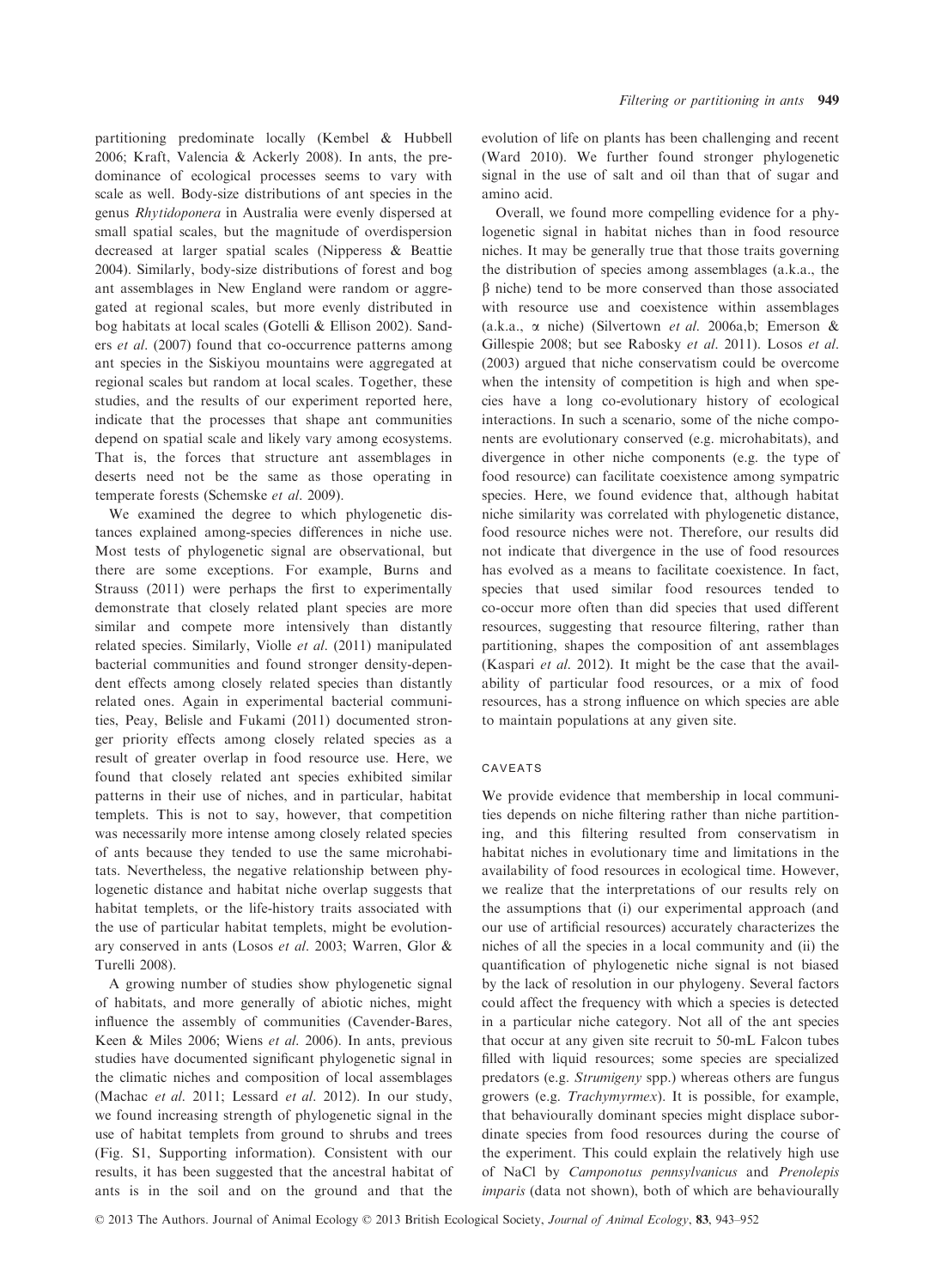partitioning predominate locally (Kembel & Hubbell 2006; Kraft, Valencia & Ackerly 2008). In ants, the predominance of ecological processes seems to vary with scale as well. Body-size distributions of ant species in the genus *Rhytidoponera* in Australia were evenly dispersed at small spatial scales, but the magnitude of overdispersion decreased at larger spatial scales (Nipperess & Beattie 2004). Similarly, body-size distributions of forest and bog ant assemblages in New England were random or aggregated at regional scales, but more evenly distributed in bog habitats at local scales (Gotelli & Ellison 2002). Sanders *et al.* (2007) found that co-occurrence patterns among ant species in the Siskiyou mountains were aggregated at regional scales but random at local scales. Together, these studies, and the results of our experiment reported here, indicate that the processes that shape ant communities depend on spatial scale and likely vary among ecosystems. That is, the forces that structure ant assemblages in deserts need not be the same as those operating in temperate forests (Schemske *et al.* 2009).

We examined the degree to which phylogenetic distances explained among-species differences in niche use. Most tests of phylogenetic signal are observational, but there are some exceptions. For example, Burns and Strauss (2011) were perhaps the first to experimentally demonstrate that closely related plant species are more similar and compete more intensively than distantly related species. Similarly, Violle *et al.* (2011) manipulated bacterial communities and found stronger density-dependent effects among closely related species than distantly related ones. Again in experimental bacterial communities, Peay, Belisle and Fukami (2011) documented stronger priority effects among closely related species as a result of greater overlap in food resource use. Here, we found that closely related ant species exhibited similar patterns in their use of niches, and in particular, habitat templets. This is not to say, however, that competition was necessarily more intense among closely related species of ants because they tended to use the same microhabitats. Nevertheless, the negative relationship between phylogenetic distance and habitat niche overlap suggests that habitat templets, or the life-history traits associated with the use of particular habitat templets, might be evolutionary conserved in ants (Losos *et al.* 2003; Warren, Glor & Turelli 2008).

A growing number of studies show phylogenetic signal of habitats, and more generally of abiotic niches, might influence the assembly of communities (Cavender-Bares, Keen & Miles 2006; Wiens *et al.* 2006). In ants, previous studies have documented significant phylogenetic signal in the climatic niches and composition of local assemblages (Machac *et al.* 2011; Lessard *et al.* 2012). In our study, we found increasing strength of phylogenetic signal in the use of habitat templets from ground to shrubs and trees (Fig. S1, Supporting information). Consistent with our results, it has been suggested that the ancestral habitat of ants is in the soil and on the ground and that the evolution of life on plants has been challenging and recent (Ward 2010). We further found stronger phylogenetic signal in the use of salt and oil than that of sugar and amino acid.

Overall, we found more compelling evidence for a phylogenetic signal in habitat niches than in food resource niches. It may be generally true that those traits governing the distribution of species among assemblages (a.k.a., the $\beta$ niche) tend to be more conserved than those associated with resource use and coexistence within assemblages (a.k.a., $\alpha$ niche) (Silvertown *et al.* 2006a,b; Emerson & Gillespie 2008; but see Rabosky *et al.* 2011). Losos *et al.* (2003) argued that niche conservatism could be overcome when the intensity of competition is high and when species have a long co-evolutionary history of ecological interactions. In such a scenario, some of the niche components are evolutionary conserved (e.g. microhabitats), and divergence in other niche components (e.g. the type of food resource) can facilitate coexistence among sympatric species. Here, we found evidence that, although habitat niche similarity was correlated with phylogenetic distance, food resource niches were not. Therefore, our results did not indicate that divergence in the use of food resources has evolved as a means to facilitate coexistence. In fact, species that used similar food resources tended to co-occur more often than did species that used different resources, suggesting that resource filtering, rather than partitioning, shapes the composition of ant assemblages (Kaspari *et al.* 2012). It might be the case that the availability of particular food resources, or a mix of food resources, has a strong influence on which species are able to maintain populations at any given site.

### CAVEATS

We provide evidence that membership in local communities depends on niche filtering rather than niche partitioning, and this filtering resulted from conservatism in habitat niches in evolutionary time and limitations in the availability of food resources in ecological time. However, we realize that the interpretations of our results rely on the assumptions that (i) our experimental approach (and our use of artificial resources) accurately characterizes the niches of all the species in a local community and (ii) the quantification of phylogenetic niche signal is not biased by the lack of resolution in our phylogeny. Several factors could affect the frequency with which a species is detected in a particular niche category. Not all of the ant species that occur at any given site recruit to 50-mL Falcon tubes filled with liquid resources; some species are specialized predators (e.g. *Strumigeny* spp.) whereas others are fungus growers (e.g. *Trachymyrmex*). It is possible, for example, that behaviourally dominant species might displace subordinate species from food resources during the course of the experiment. This could explain the relatively high use of NaCl by *Camponotus pennsylvanicus* and *Prenolepis imparis* (data not shown), both of which are behaviourally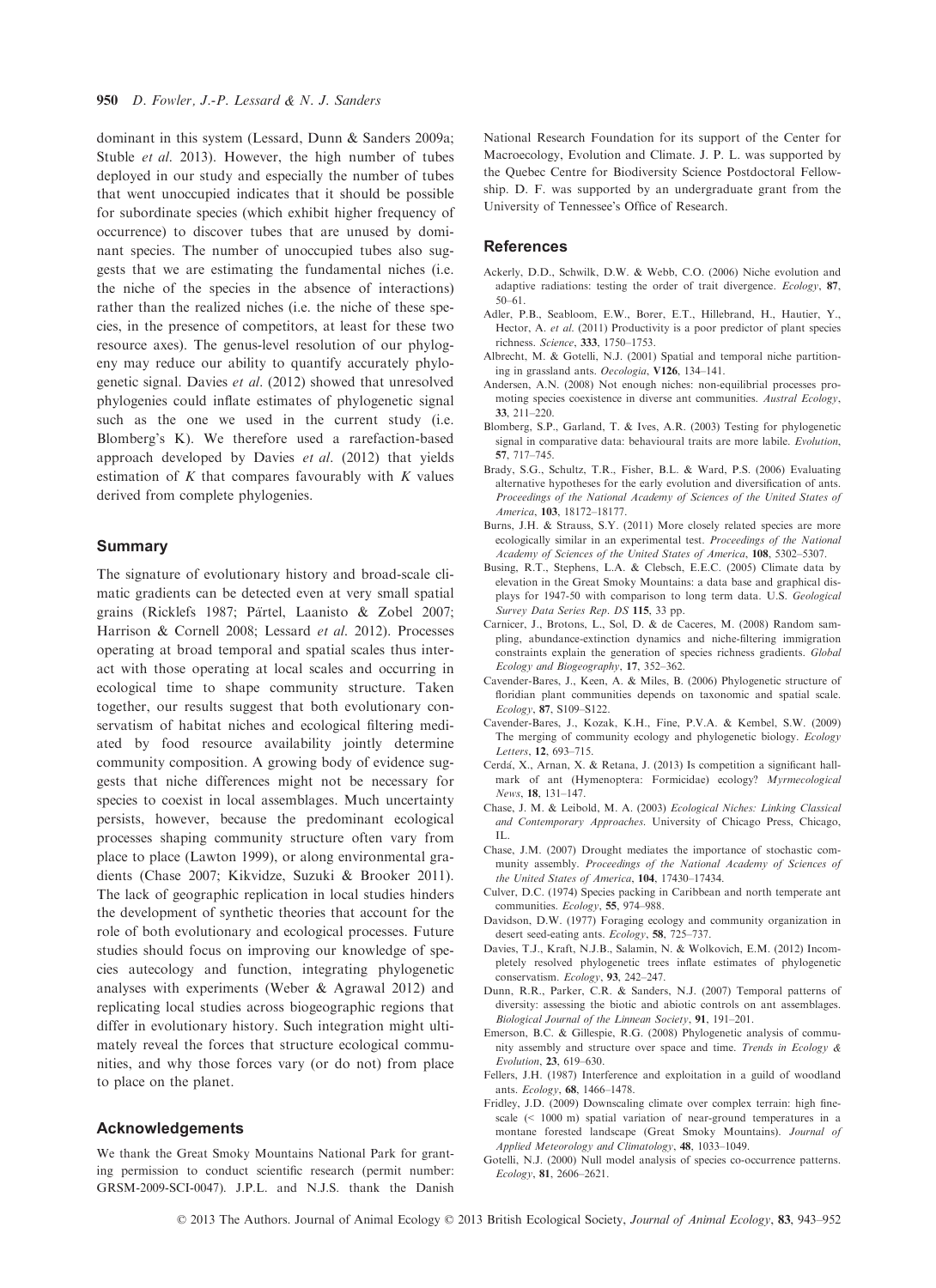dominant in this system (Lessard, Dunn & Sanders 2009a; Stuble *et al.* 2013). However, the high number of tubes deployed in our study and especially the number of tubes that went unoccupied indicates that it should be possible for subordinate species (which exhibit higher frequency of occurrence) to discover tubes that are unused by dominant species. The number of unoccupied tubes also suggests that we are estimating the fundamental niches (i.e. the niche of the species in the absence of interactions) rather than the realized niches (i.e. the niche of these species, in the presence of competitors, at least for these two resource axes). The genus-level resolution of our phylogeny may reduce our ability to quantify accurately phylogenetic signal. Davies *et al.* (2012) showed that unresolved phylogenies could inflate estimates of phylogenetic signal such as the one we used in the current study (i.e. Blomberg's K). We therefore used a rarefaction-based approach developed by Davies *et al.* (2012) that yields estimation of $K$ that compares favourably with $K$ values derived from complete phylogenies.

## Summary

The signature of evolutionary history and broad-scale climatic gradients can be detected even at very small spatial grains (Ricklefs 1987; Pärtel, Laanisto & Zobel 2007; Harrison & Cornell 2008; Lessard *et al.* 2012). Processes operating at broad temporal and spatial scales thus interact with those operating at local scales and occurring in ecological time to shape community structure. Taken together, our results suggest that both evolutionary conservatism of habitat niches and ecological filtering mediated by food resource availability jointly determine community composition. A growing body of evidence suggests that niche differences might not be necessary for species to coexist in local assemblages. Much uncertainty persists, however, because the predominant ecological processes shaping community structure often vary from place to place (Lawton 1999), or along environmental gradients (Chase 2007; Kikvidze, Suzuki & Brooker 2011). The lack of geographic replication in local studies hinders the development of synthetic theories that account for the role of both evolutionary and ecological processes. Future studies should focus on improving our knowledge of species autecology and function, integrating phylogenetic analyses with experiments (Weber & Agrawal 2012) and replicating local studies across biogeographic regions that differ in evolutionary history. Such integration might ultimately reveal the forces that structure ecological communities, and why those forces vary (or do not) from place to place on the planet.

## Acknowledgements

We thank the Great Smoky Mountains National Park for granting permission to conduct scientific research (permit number: GRSM-2009-SCI-0047). J.P.L. and N.J.S. thank the Danish National Research Foundation for its support of the Center for Macroecology, Evolution and Climate. J. P. L. was supported by the Quebec Centre for Biodiversity Science Postdoctoral Fellowship. D. F. was supported by an undergraduate grant from the University of Tennessee's Office of Research.

## References

Ackerly, D.D., Schwilk, D.W. & Webb, C.O. (2006) Niche evolution and adaptive radiations: testing the order of trait divergence. *Ecology*, **87**, 50–61.

Adler, P.B., Seabloom, E.W., Borer, E.T., Hillebrand, H., Hautier, Y., Hector, A. *et al.* (2011) Productivity is a poor predictor of plant species richness. *Science*, **333**, 1750–1753.

Albrecht, M. & Gotelli, N.J. (2001) Spatial and temporal niche partitioning in grassland ants. *Oecologia*, **V126**, 134–141.

Andersen, A.N. (2008) Not enough niches: non-equilibrial processes promoting species coexistence in diverse ant communities. *Austral Ecology*, **33**, 211–220.

Blomberg, S.P., Garland, T. & Ives, A.R. (2003) Testing for phylogenetic signal in comparative data: behavioural traits are more labile. *Evolution*, **57**, 717–745.

Brady, S.G., Schultz, T.R., Fisher, B.L. & Ward, P.S. (2006) Evaluating alternative hypotheses for the early evolution and diversification of ants. *Proceedings of the National Academy of Sciences of the United States of America*, **103**, 18172–18177.

Burns, J.H. & Strauss, S.Y. (2011) More closely related species are more ecologically similar in an experimental test. *Proceedings of the National Academy of Sciences of the United States of America*, **108**, 5302–5307.

Busing, R.T., Stephens, L.A. & Clebsch, E.E.C. (2005) Climate data by elevation in the Great Smoky Mountains: a data base and graphical displays for 1947-50 with comparison to long term data. *U.S. Geological Survey Data Series Rep. DS* **115**, 33 pp.

Carnicer, J., Brotons, L., Sol, D. & de Caceres, M. (2008) Random sampling, abundance-extinction dynamics and niche-filtering immigration constraints explain the generation of species richness gradients. *Global Ecology and Biogeography*, **17**, 352–362.

Cavender-Bares, J., Keen, A. & Miles, B. (2006) Phylogenetic structure of floridian plant communities depends on taxonomic and spatial scale. *Ecology*, **87**, S109–S122.

Cavender-Bares, J., Kozak, K.H., Fine, P.V.A. & Kembel, S.W. (2009) The merging of community ecology and phylogenetic biology. *Ecology Letters*, **12**, 693–715.

Cerdá, X., Arnan, X. & Retana, J. (2013) Is competition a significant hallmark of ant (Hymenoptera: Formicidae) ecology? *Myrmecological News*, **18**, 131–147.

Chase, J. M. & Leibold, M. A. (2003) *Ecological Niches: Linking Classical and Contemporary Approaches.* University of Chicago Press, Chicago, IL.

Chase, J.M. (2007) Drought mediates the importance of stochastic community assembly. *Proceedings of the National Academy of Sciences of the United States of America*, **104**, 17430–17434.

Culver, D.C. (1974) Species packing in Caribbean and north temperate ant communities. *Ecology*, **55**, 974–988.

Davidson, D.W. (1977) Foraging ecology and community organization in desert seed-eating ants. *Ecology*, **58**, 725–737.

Davies, T.J., Kraft, N.J.B., Salamin, N. & Wolkovich, E.M. (2012) Incompletely resolved phylogenetic trees inflate estimates of phylogenetic conservatism. *Ecology*, **93**, 242–247.

Dunn, R.R., Parker, C.R. & Sanders, N.J. (2007) Temporal patterns of diversity: assessing the biotic and abiotic controls on ant assemblages. *Biological Journal of the Linnean Society*, **91**, 191–201.

Emerson, B.C. & Gillespie, R.G. (2008) Phylogenetic analysis of community assembly and structure over space and time. *Trends in Ecology & Evolution*, **23**, 619–630.

Fellers, J.H. (1987) Interference and exploitation in a guild of woodland ants. *Ecology*, **68**, 1466–1478.

Fridley, J.D. (2009) Downscaling climate over complex terrain: high finescale (< 1000 m) spatial variation of near-ground temperatures in a montane forested landscape (Great Smoky Mountains). *Journal of Applied Meteorology and Climatology*, **48**, 1033–1049.

Gotelli, N.J. (2000) Null model analysis of species co-occurrence patterns. *Ecology*, **81**, 2606–2621.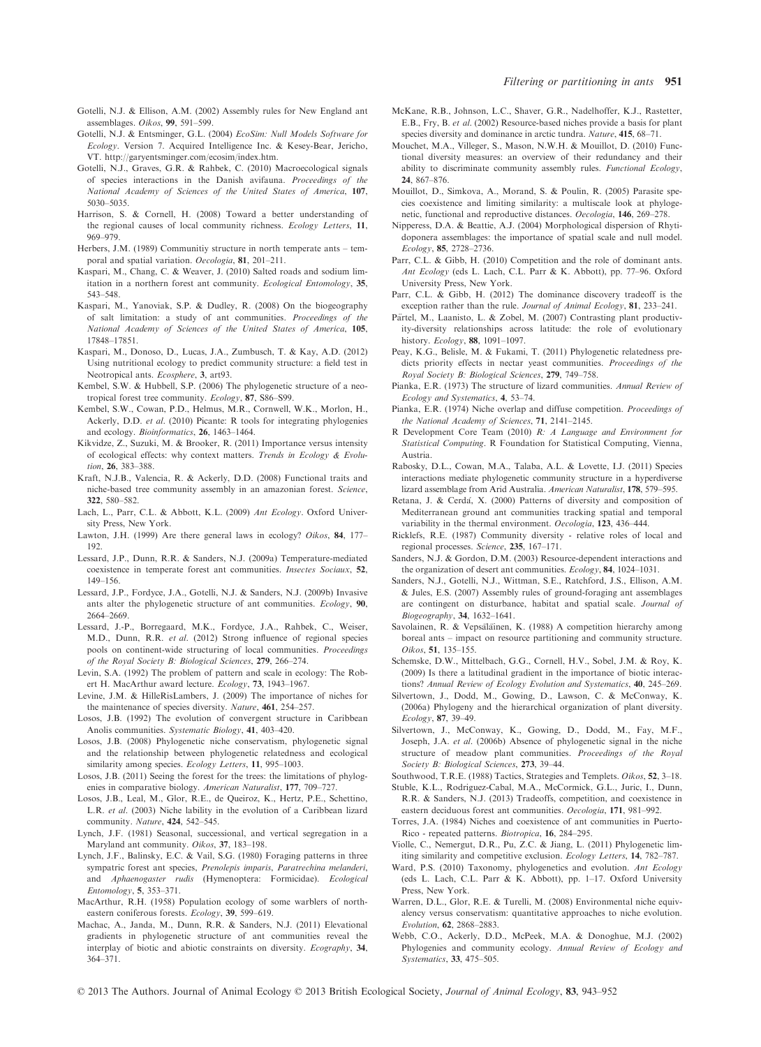Gotelli, N.J. & Ellison, A.M. (2002) Assembly rules for New England ant assemblages. *Oikos*, **99**, 591–599.

Gotelli, N.J. & Entsminger, G.L. (2004) *EcoSim: Null Models Software for Ecology*. Version 7. Acquired Intelligence Inc. & Kesey-Bear, Jericho, VT. http://garyentsminger.com/ecosim/index.htm.

Gotelli, N.J., Graves, G.R. & Rahbek, C. (2010) Macroecological signals of species interactions in the Danish avifauna. *Proceedings of the National Academy of Sciences of the United States of America*, **107**, 5030–5035.

Harrison, S. & Cornell, H. (2008) Toward a better understanding of the regional causes of local community richness. *Ecology Letters*, **11**, 969–979.

Herbers, J.M. (1989) Communitiy structure in north temperate ants – temporal and spatial variation. *Oecologia*, **81**, 201–211.

Kaspari, M., Chang, C. & Weaver, J. (2010) Salted roads and sodium limitation in a northern forest ant community. *Ecological Entomology*, **35**, 543–548.

Kaspari, M., Yanoviak, S.P. & Dudley, R. (2008) On the biogeography of salt limitation: a study of ant communities. *Proceedings of the National Academy of Sciences of the United States of America*, **105**, 17848–17851.

Kaspari, M., Donoso, D., Lucas, J.A., Zumbusch, T. & Kay, A.D. (2012) Using nutritional ecology to predict community structure: a field test in Neotropical ants. *Ecosphere*, **3**, art93.

Kembel, S.W. & Hubbell, S.P. (2006) The phylogenetic structure of a neotropical forest tree community. *Ecology*, **87**, S86–S99.

Kembel, S.W., Cowan, P.D., Helmus, M.R., Cornwell, W.K., Morlon, H., Ackerly, D.D. *et al*. (2010) Picante: R tools for integrating phylogenies and ecology. *Bioinformatics*, **26**, 1463–1464.

Kikvidze, Z., Suzuki, M. & Brooker, R. (2011) Importance versus intensity of ecological effects: why context matters. *Trends in Ecology & Evolution*, **26**, 383–388.

Kraft, N.J.B., Valencia, R. & Ackerly, D.D. (2008) Functional traits and niche-based tree community assembly in an amazonian forest. *Science*, **322**, 580–582.

Lach, L., Parr, C.L. & Abbott, K.L. (2009) *Ant Ecology*. Oxford University Press, New York.

Lawton, J.H. (1999) Are there general laws in ecology? *Oikos*, **84**, 177–192.

Lessard, J.P., Dunn, R.R. & Sanders, N.J. (2009a) Temperature-mediated coexistence in temperate forest ant communities. *Insectes Sociaux*, **52**, 149–156.

Lessard, J.P., Fordyce, J.A., Gotelli, N.J. & Sanders, N.J. (2009b) Invasive ants alter the phylogenetic structure of ant communities. *Ecology*, **90**, 2664–2669.

Lessard, J.-P., Borregaard, M.K., Fordyce, J.A., Rahbek, C., Weiser, M.D., Dunn, R.R. *et al*. (2012) Strong influence of regional species pools on continent-wide structuring of local communities. *Proceedings of the Royal Society B: Biological Sciences*, **279**, 266–274.

Levin, S.A. (1992) The problem of pattern and scale in ecology: The Robert H. MacArthur award lecture. *Ecology*, **73**, 1943–1967.

Levine, J.M. & HilleRisLambers, J. (2009) The importance of niches for the maintenance of species diversity. *Nature*, **461**, 254–257.

Losos, J.B. (1992) The evolution of convergent structure in Caribbean Anolis communities. *Systematic Biology*, **41**, 403–420.

Losos, J.B. (2008) Phylogenetic niche conservatism, phylogenetic signal and the relationship between phylogenetic relatedness and ecological similarity among species. *Ecology Letters*, **11**, 995–1003.

Losos, J.B. (2011) Seeing the forest for the trees: the limitations of phylogenies in comparative biology. *American Naturalist*, **177**, 709–727.

Losos, J.B., Leal, M., Glor, R.E., de Queiroz, K., Hertz, P.E., Schettino, L.R. *et al*. (2003) Niche lability in the evolution of a Caribbean lizard community. *Nature*, **424**, 542–545.

Lynch, J.F. (1981) Seasonal, successional, and vertical segregation in a Maryland ant community. *Oikos*, **37**, 183–198.

Lynch, J.F., Balinsky, E.C. & Vail, S.G. (1980) Foraging patterns in three sympatric forest ant species, *Prenolepis imparis*, *Paratrechina melanderi*, and *Aphaenogaster rudis* (Hymenoptera: Formicidae). *Ecological Entomology*, **5**, 353–371.

MacArthur, R.H. (1958) Population ecology of some warblers of northeastern coniferous forests. *Ecology*, **39**, 599–619.

Machac, A., Janda, M., Dunn, R.R. & Sanders, N.J. (2011) Elevational gradients in phylogenetic structure of ant communities reveal the interplay of biotic and abiotic constraints on diversity. *Ecography*, **34**, 364–371.

McKane, R.B., Johnson, L.C., Shaver, G.R., Nadelhoffer, K.J., Rastetter, E.B., Fry, B. *et al*. (2002) Resource-based niches provide a basis for plant species diversity and dominance in arctic tundra. *Nature*, **415**, 68–71.

Mouchet, M.A., Villeger, S., Mason, N.W.H. & Mouillot, D. (2010) Functional diversity measures: an overview of their redundancy and their ability to discriminate community assembly rules. *Functional Ecology*, **24**, 867–876.

Mouillot, D., Simkova, A., Morand, S. & Poulin, R. (2005) Parasite species coexistence and limiting similarity: a multiscale look at phylogenetic, functional and reproductive distances. *Oecologia*, **146**, 269–278.

Nipperess, D.A. & Beattie, A.J. (2004) Morphological dispersion of Rhytidoponera assemblages: the importance of spatial scale and null model. *Ecology*, **85**, 2728–2736.

Parr, C.L. & Gibb, H. (2010) Competition and the role of dominant ants. *Ant Ecology* (eds L. Lach, C.L. Parr & K. Abbott), pp. 77–96. Oxford University Press, New York.

Parr, C.L. & Gibb, H. (2012) The dominance discovery tradeoff is the exception rather than the rule. *Journal of Animal Ecology*, **81**, 233–241.

Pärtel, M., Laanisto, L. & Zobel, M. (2007) Contrasting plant productivity-diversity relationships across latitude: the role of evolutionary history. *Ecology*, **88**, 1091–1097.

Peay, K.G., Belisle, M. & Fukami, T. (2011) Phylogenetic relatedness predicts priority effects in nectar yeast communities. *Proceedings of the Royal Society B: Biological Sciences*, **279**, 749–758.

Pianka, E.R. (1973) The structure of lizard communities. *Annual Review of Ecology and Systematics*, **4**, 53–74.

Pianka, E.R. (1974) Niche overlap and diffuse competition. *Proceedings of the National Academy of Sciences*, **71**, 2141–2145.

R Development Core Team (2010) *R: A Language and Environment for Statistical Computing*. R Foundation for Statistical Computing, Vienna, Austria.

Rabosky, D.L., Cowan, M.A., Talaba, A.L. & Lovette, I.J. (2011) Species interactions mediate phylogenetic community structure in a hyperdiverse lizard assemblage from Arid Australia. *American Naturalist*, **178**, 579–595.

Retana, J. & Cerdá, X. (2000) Patterns of diversity and composition of Mediterranean ground ant communities tracking spatial and temporal variability in the thermal environment. *Oecologia*, **123**, 436–444.

Ricklefs, R.E. (1987) Community diversity - relative roles of local and regional processes. *Science*, **235**, 167–171.

Sanders, N.J. & Gordon, D.M. (2003) Resource-dependent interactions and the organization of desert ant communities. *Ecology*, **84**, 1024–1031.

Sanders, N.J., Gotelli, N.J., Wittman, S.E., Ratchford, J.S., Ellison, A.M. & Jules, E.S. (2007) Assembly rules of ground-foraging ant assemblages are contingent on disturbance, habitat and spatial scale. *Journal of Biogeography*, **34**, 1632–1641.

Savolainen, R. & Vepsäläinen, K. (1988) A competition hierarchy among boreal ants – impact on resource partitioning and community structure. *Oikos*, **51**, 135–155.

Schemske, D.W., Mittelbach, G.G., Cornell, H.V., Sobel, J.M. & Roy, K. (2009) Is there a latitudinal gradient in the importance of biotic interactions? *Annual Review of Ecology Evolution and Systematics*, **40**, 245–269.

Silvertown, J., Dodd, M., Gowing, D., Lawson, C. & McConway, K. (2006a) Phylogeny and the hierarchical organization of plant diversity. *Ecology*, **87**, 39–49.

Silvertown, J., McConway, K., Gowing, D., Dodd, M., Fay, M.F., Joseph, J.A. *et al*. (2006b) Absence of phylogenetic signal in the niche structure of meadow plant communities. *Proceedings of the Royal Society B: Biological Sciences*, **273**, 39–44.

Southwood, T.R.E. (1988) Tactics, Strategies and Templets. *Oikos*, **52**, 3–18.

Stuble, K.L., Rodriguez-Cabal, M.A., McCormick, G.L., Juric, I., Dunn, R.R. & Sanders, N.J. (2013) Tradeoffs, competition, and coexistence in eastern deciduous forest ant communities. *Oecologia*, **171**, 981–992.

Torres, J.A. (1984) Niches and coexistence of ant communities in Puerto-Rico - repeated patterns. *Biotropica*, **16**, 284–295.

Violle, C., Nemergut, D.R., Pu, Z.C. & Jiang, L. (2011) Phylogenetic limiting similarity and competitive exclusion. *Ecology Letters*, **14**, 782–787.

Ward, P.S. (2010) Taxonomy, phylogenetics and evolution. *Ant Ecology* (eds L. Lach, C.L. Parr & K. Abbott), pp. 1–17. Oxford University Press, New York.

Warren, D.L., Glor, R.E. & Turelli, M. (2008) Environmental niche equivalency versus conservatism: quantitative approaches to niche evolution. *Evolution*, **62**, 2868–2883.

Webb, C.O., Ackerly, D.D., McPeek, M.A. & Donoghue, M.J. (2002) Phylogenies and community ecology. *Annual Review of Ecology and Systematics*, **33**, 475–505.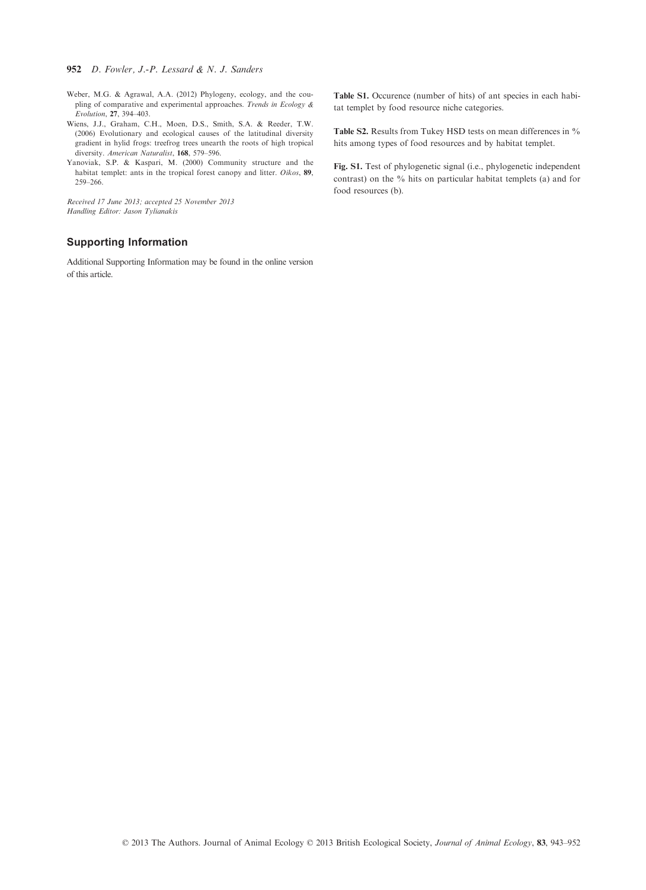Weber, M.G. & Agrawal, A.A. (2012) Phylogeny, ecology, and the coupling of comparative and experimental approaches. *Trends in Ecology & Evolution*, **27**, 394–403.

Wiens, J.J., Graham, C.H., Moen, D.S., Smith, S.A. & Reeder, T.W. (2006) Evolutionary and ecological causes of the latitudinal diversity gradient in hylid frogs: treefrog trees unearth the roots of high tropical diversity. *American Naturalist*, **168**, 579–596.

Yanoviak, S.P. & Kaspari, M. (2000) Community structure and the habitat templet: ants in the tropical forest canopy and litter. *Oikos*, **89**, 259–266.

*Received 17 June 2013; accepted 25 November 2013*
*Handling Editor: Jason Tylianakis*

## Supporting Information

Additional Supporting Information may be found in the online version of this article.

**Table S1.** Occurence (number of hits) of ant species in each habitat templet by food resource niche categories.

**Table S2.** Results from Tukey HSD tests on mean differences in % hits among types of food resources and by habitat templet.

**Fig. S1.** Test of phylogenetic signal (i.e., phylogenetic independent contrast) on the % hits on particular habitat templets (a) and for food resources (b).